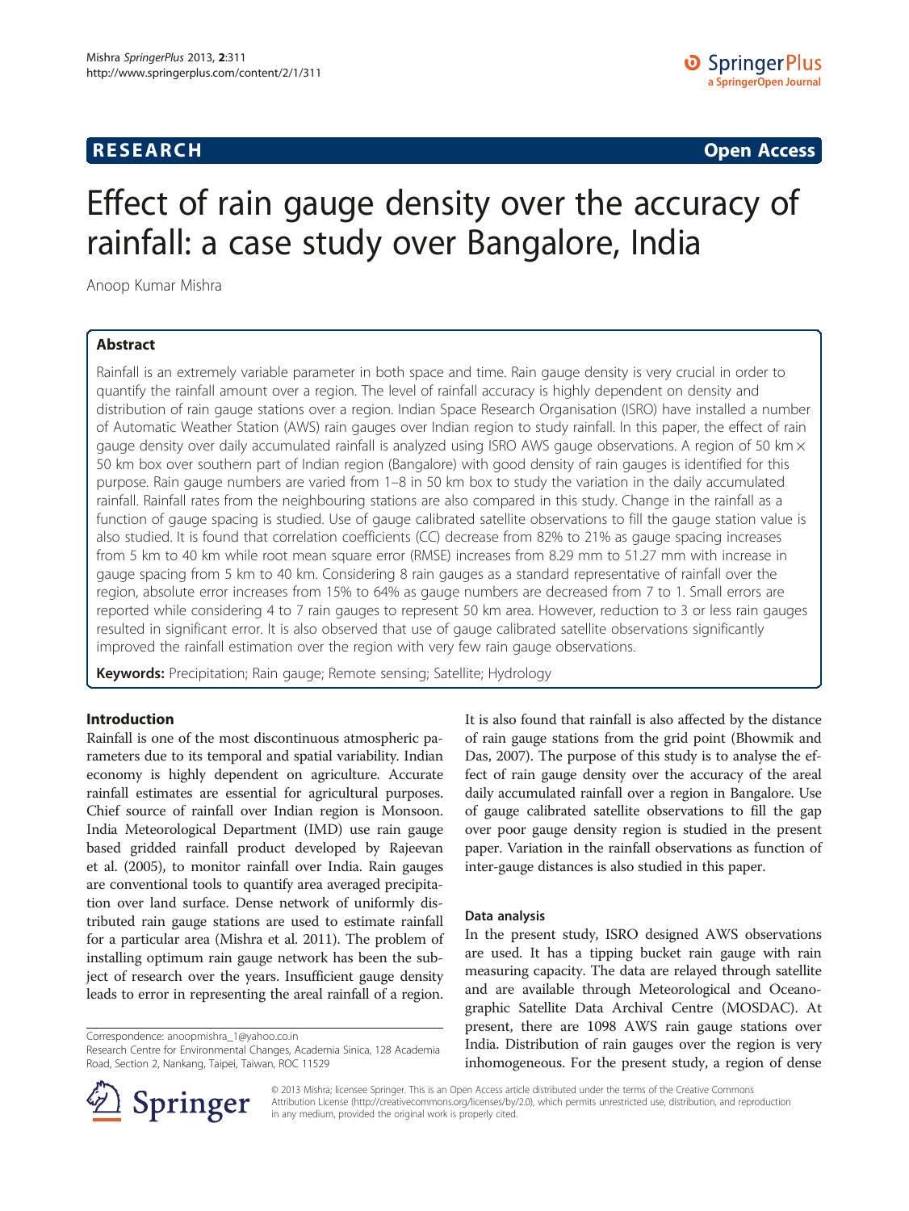RESEARCH **Open Access**

# Effect of rain gauge density over the accuracy of rainfall: a case study over Bangalore, India

Anoop Kumar Mishra

## Abstract

Rainfall is an extremely variable parameter in both space and time. Rain gauge density is very crucial in order to quantify the rainfall amount over a region. The level of rainfall accuracy is highly dependent on density and distribution of rain gauge stations over a region. Indian Space Research Organisation (ISRO) have installed a number of Automatic Weather Station (AWS) rain gauges over Indian region to study rainfall. In this paper, the effect of rain gauge density over daily accumulated rainfall is analyzed using ISRO AWS gauge observations. A region of 50 km × 50 km box over southern part of Indian region (Bangalore) with good density of rain gauges is identified for this purpose. Rain gauge numbers are varied from 1–8 in 50 km box to study the variation in the daily accumulated rainfall. Rainfall rates from the neighbouring stations are also compared in this study. Change in the rainfall as a function of gauge spacing is studied. Use of gauge calibrated satellite observations to fill the gauge station value is also studied. It is found that correlation coefficients (CC) decrease from 82% to 21% as gauge spacing increases from 5 km to 40 km while root mean square error (RMSE) increases from 8.29 mm to 51.27 mm with increase in gauge spacing from 5 km to 40 km. Considering 8 rain gauges as a standard representative of rainfall over the region, absolute error increases from 15% to 64% as gauge numbers are decreased from 7 to 1. Small errors are reported while considering 4 to 7 rain gauges to represent 50 km area. However, reduction to 3 or less rain gauges resulted in significant error. It is also observed that use of gauge calibrated satellite observations significantly improved the rainfall estimation over the region with very few rain gauge observations.

**Keywords:** Precipitation; Rain gauge; Remote sensing; Satellite; Hydrology

## Introduction

Rainfall is one of the most discontinuous atmospheric parameters due to its temporal and spatial variability. Indian economy is highly dependent on agriculture. Accurate rainfall estimates are essential for agricultural purposes. Chief source of rainfall over Indian region is Monsoon. India Meteorological Department (IMD) use rain gauge based gridded rainfall product developed by Rajeevan et al. (2005), to monitor rainfall over India. Rain gauges are conventional tools to quantify area averaged precipitation over land surface. Dense network of uniformly distributed rain gauge stations are used to estimate rainfall for a particular area (Mishra et al. 2011). The problem of installing optimum rain gauge network has been the subject of research over the years. Insufficient gauge density leads to error in representing the areal rainfall of a region. It is also found that rainfall is also affected by the distance of rain gauge stations from the grid point (Bhowmik and Das, 2007). The purpose of this study is to analyse the effect of rain gauge density over the accuracy of the areal daily accumulated rainfall over a region in Bangalore. Use of gauge calibrated satellite observations to fill the gap over poor gauge density region is studied in the present paper. Variation in the rainfall observations as function of inter-gauge distances is also studied in this paper.

### Data analysis

In the present study, ISRO designed AWS observations are used. It has a tipping bucket rain gauge with rain measuring capacity. The data are relayed through satellite and are available through Meteorological and Oceanographic Satellite Data Archival Centre (MOSDAC). At present, there are 1098 AWS rain gauge stations over India. Distribution of rain gauges over the region is very inhomogeneous. For the present study, a region of dense

Correspondence: anoopmishra_1@yahoo.co.in
Research Centre for Environmental Changes, Academia Sinica, 128 Academia Road, Section 2, Nankang, Taipei, Taiwan, ROC 11529

© 2013 Mishra; licensee Springer. This is an Open Access article distributed under the terms of the Creative Commons Attribution License (http://creativecommons.org/licenses/by/2.0), which permits unrestricted use, distribution, and reproduction in any medium, provided the original work is properly cited.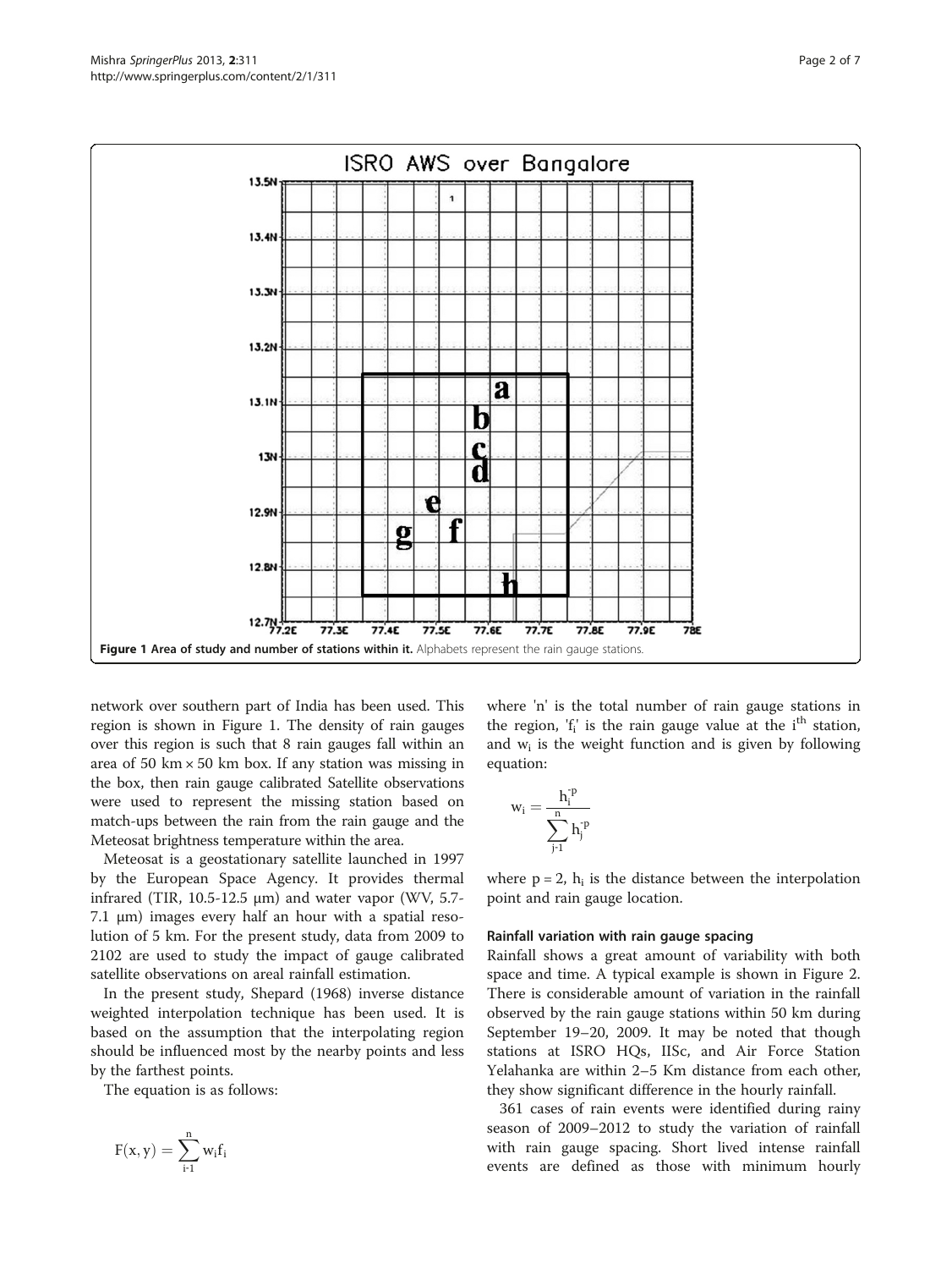Figure 1 Area of study and number of stations within it. Alphabets represent the rain gauge stations.

network over southern part of India has been used. This region is shown in Figure 1. The density of rain gauges over this region is such that 8 rain gauges fall within an area of 50 km × 50 km box. If any station was missing in the box, then rain gauge calibrated Satellite observations were used to represent the missing station based on match-ups between the rain from the rain gauge and the Meteosat brightness temperature within the area.

Meteosat is a geostationary satellite launched in 1997 by the European Space Agency. It provides thermal infrared (TIR, 10.5-12.5 μm) and water vapor (WV, 5.7-7.1 μm) images every half an hour with a spatial resolution of 5 km. For the present study, data from 2009 to 2102 are used to study the impact of gauge calibrated satellite observations on areal rainfall estimation.

In the present study, Shepard (1968) inverse distance weighted interpolation technique has been used. It is based on the assumption that the interpolating region should be influenced most by the nearby points and less by the farthest points.

The equation is as follows:

$$F(x,y) = \sum_{i\text{-}1}^{n} w_i f_i$$

where 'n' is the total number of rain gauge stations in the region, '$f_i$' is the rain gauge value at the $i^{th}$ station, and $w_i$ is the weight function and is given by following equation:

$$w_i = \frac{h_i^{-p}}{\sum_{j\text{-}1}^{n} h_j^{-p}}$$

where p = 2, $h_i$ is the distance between the interpolation point and rain gauge location.

### Rainfall variation with rain gauge spacing

Rainfall shows a great amount of variability with both space and time. A typical example is shown in Figure 2. There is considerable amount of variation in the rainfall observed by the rain gauge stations within 50 km during September 19–20, 2009. It may be noted that though stations at ISRO HQs, IISc, and Air Force Station Yelahanka are within 2–5 Km distance from each other, they show significant difference in the hourly rainfall.

361 cases of rain events were identified during rainy season of 2009–2012 to study the variation of rainfall with rain gauge spacing. Short lived intense rainfall events are defined as those with minimum hourly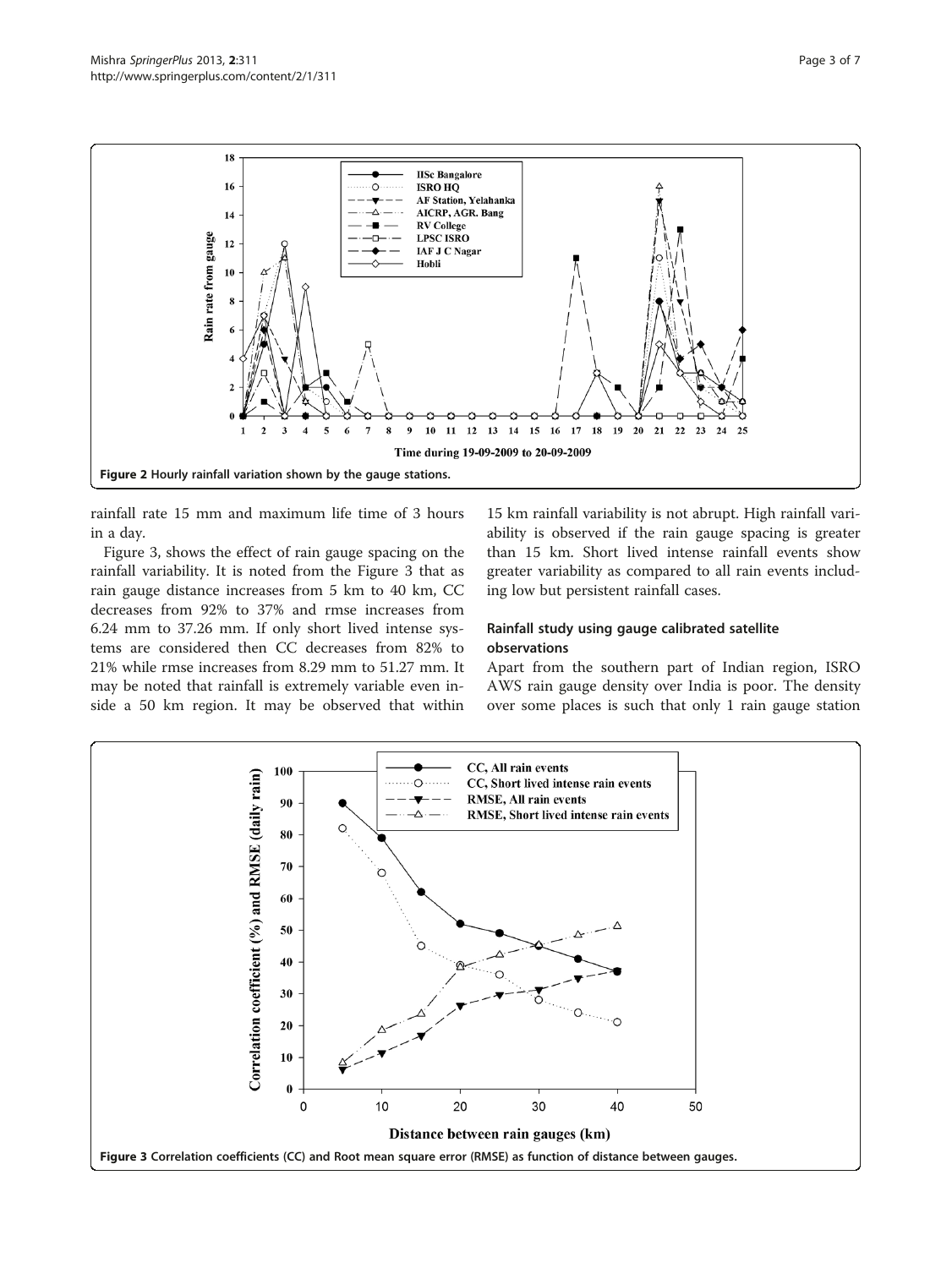Figure 2 Hourly rainfall variation shown by the gauge stations.

rainfall rate 15 mm and maximum life time of 3 hours in a day.

Figure 3, shows the effect of rain gauge spacing on the rainfall variability. It is noted from the Figure 3 that as rain gauge distance increases from 5 km to 40 km, CC decreases from 92% to 37% and rmse increases from 6.24 mm to 37.26 mm. If only short lived intense systems are considered then CC decreases from 82% to 21% while rmse increases from 8.29 mm to 51.27 mm. It may be noted that rainfall is extremely variable even inside a 50 km region. It may be observed that within 15 km rainfall variability is not abrupt. High rainfall variability is observed if the rain gauge spacing is greater than 15 km. Short lived intense rainfall events show greater variability as compared to all rain events including low but persistent rainfall cases.

### Rainfall study using gauge calibrated satellite observations

Apart from the southern part of Indian region, ISRO AWS rain gauge density over India is poor. The density over some places is such that only 1 rain gauge station

Figure 3 Correlation coefficients (CC) and Root mean square error (RMSE) as function of distance between gauges.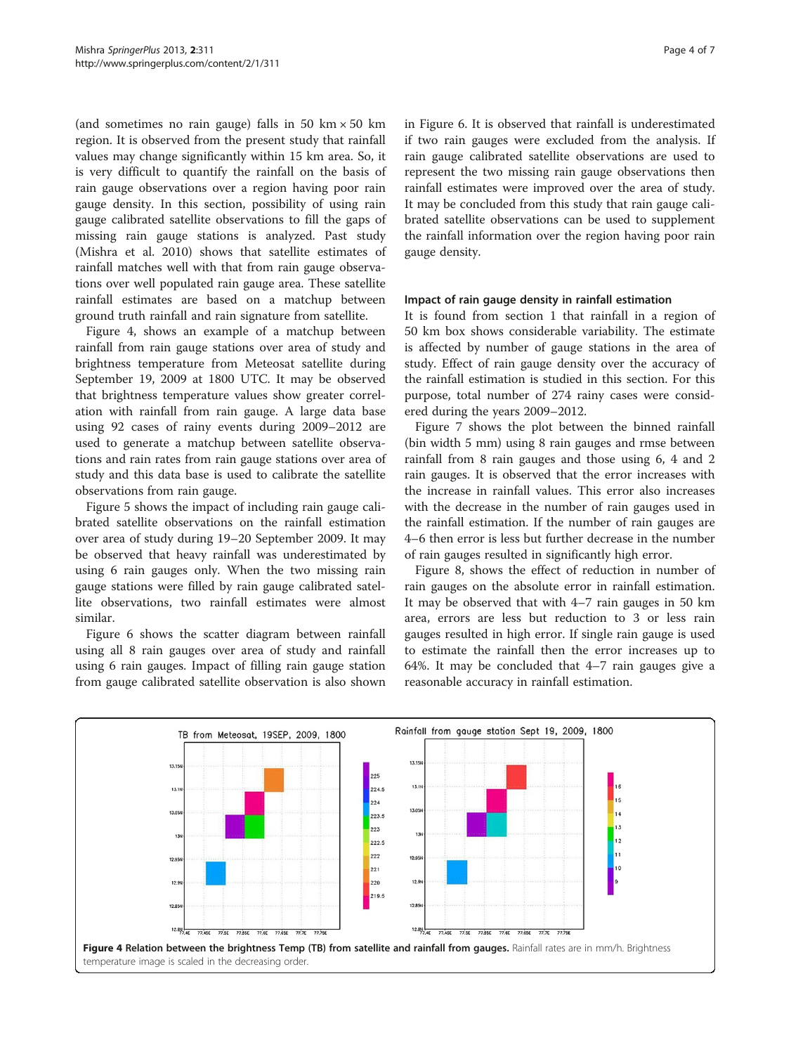(and sometimes no rain gauge) falls in 50 km × 50 km region. It is observed from the present study that rainfall values may change significantly within 15 km area. So, it is very difficult to quantify the rainfall on the basis of rain gauge observations over a region having poor rain gauge density. In this section, possibility of using rain gauge calibrated satellite observations to fill the gaps of missing rain gauge stations is analyzed. Past study (Mishra et al. 2010) shows that satellite estimates of rainfall matches well with that from rain gauge observations over well populated rain gauge area. These satellite rainfall estimates are based on a matchup between ground truth rainfall and rain signature from satellite.

Figure 4, shows an example of a matchup between rainfall from rain gauge stations over area of study and brightness temperature from Meteosat satellite during September 19, 2009 at 1800 UTC. It may be observed that brightness temperature values show greater correlation with rainfall from rain gauge. A large data base using 92 cases of rainy events during 2009–2012 are used to generate a matchup between satellite observations and rain rates from rain gauge stations over area of study and this data base is used to calibrate the satellite observations from rain gauge.

Figure 5 shows the impact of including rain gauge calibrated satellite observations on the rainfall estimation over area of study during 19–20 September 2009. It may be observed that heavy rainfall was underestimated by using 6 rain gauges only. When the two missing rain gauge stations were filled by rain gauge calibrated satellite observations, two rainfall estimates were almost similar.

Figure 6 shows the scatter diagram between rainfall using all 8 rain gauges over area of study and rainfall using 6 rain gauges. Impact of filling rain gauge station from gauge calibrated satellite observation is also shown in Figure 6. It is observed that rainfall is underestimated if two rain gauges were excluded from the analysis. If rain gauge calibrated satellite observations are used to represent the two missing rain gauge observations then rainfall estimates were improved over the area of study. It may be concluded from this study that rain gauge calibrated satellite observations can be used to supplement the rainfall information over the region having poor rain gauge density.

### Impact of rain gauge density in rainfall estimation

It is found from section 1 that rainfall in a region of 50 km box shows considerable variability. The estimate is affected by number of gauge stations in the area of study. Effect of rain gauge density over the accuracy of the rainfall estimation is studied in this section. For this purpose, total number of 274 rainy cases were considered during the years 2009–2012.

Figure 7 shows the plot between the binned rainfall (bin width 5 mm) using 8 rain gauges and rmse between rainfall from 8 rain gauges and those using 6, 4 and 2 rain gauges. It is observed that the error increases with the increase in rainfall values. This error also increases with the decrease in the number of rain gauges used in the rainfall estimation. If the number of rain gauges are 4–6 then error is less but further decrease in the number of rain gauges resulted in significantly high error.

Figure 8, shows the effect of reduction in number of rain gauges on the absolute error in rainfall estimation. It may be observed that with 4–7 rain gauges in 50 km area, errors are less but reduction to 3 or less rain gauges resulted in high error. If single rain gauge is used to estimate the rainfall then the error increases up to 64%. It may be concluded that 4–7 rain gauges give a reasonable accuracy in rainfall estimation.

**Figure 4 Relation between the brightness Temp (TB) from satellite and rainfall from gauges.** Rainfall rates are in mm/h. Brightness temperature image is scaled in the decreasing order.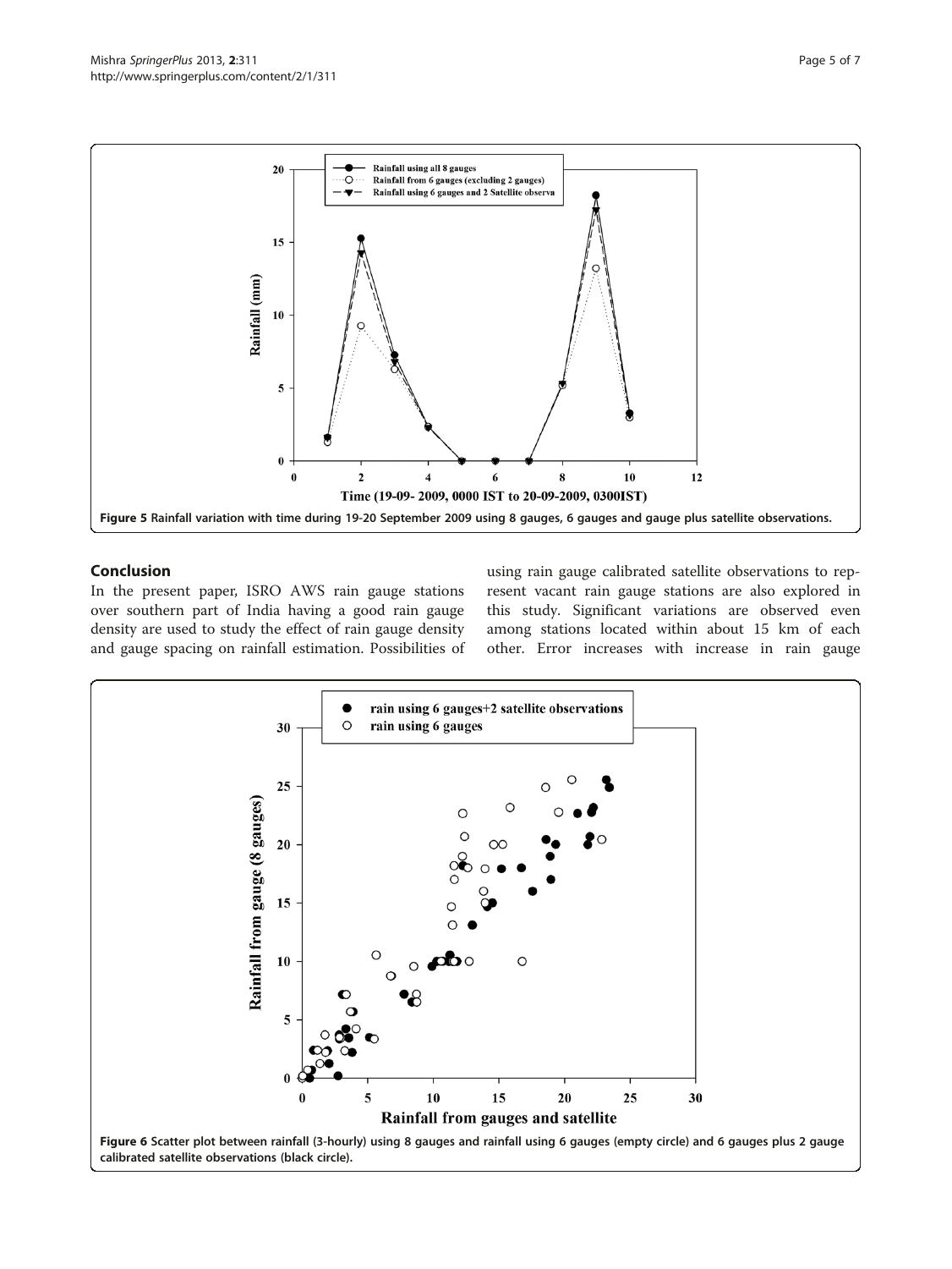Figure 5 Rainfall variation with time during 19-20 September 2009 using 8 gauges, 6 gauges and gauge plus satellite observations.

## Conclusion

In the present paper, ISRO AWS rain gauge stations over southern part of India having a good rain gauge density are used to study the effect of rain gauge density and gauge spacing on rainfall estimation. Possibilities of using rain gauge calibrated satellite observations to represent vacant rain gauge stations are also explored in this study. Significant variations are observed even among stations located within about 15 km of each other. Error increases with increase in rain gauge

Figure 6 Scatter plot between rainfall (3-hourly) using 8 gauges and rainfall using 6 gauges (empty circle) and 6 gauges plus 2 gauge calibrated satellite observations (black circle).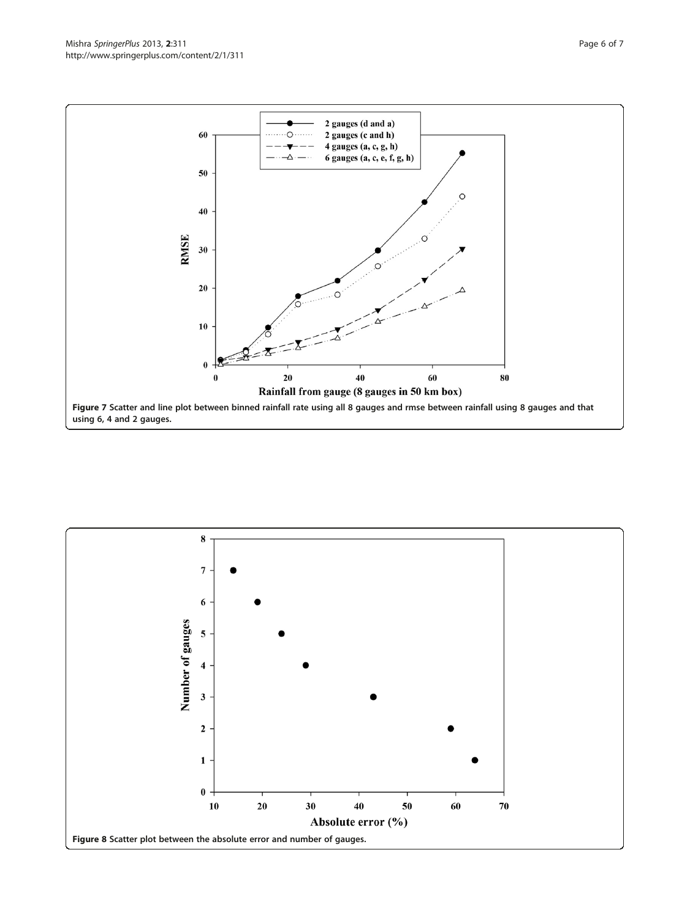**Figure 7** Scatter and line plot between binned rainfall rate using all 8 gauges and rmse between rainfall using 8 gauges and that using 6, 4 and 2 gauges.

**Figure 8** Scatter plot between the absolute error and number of gauges.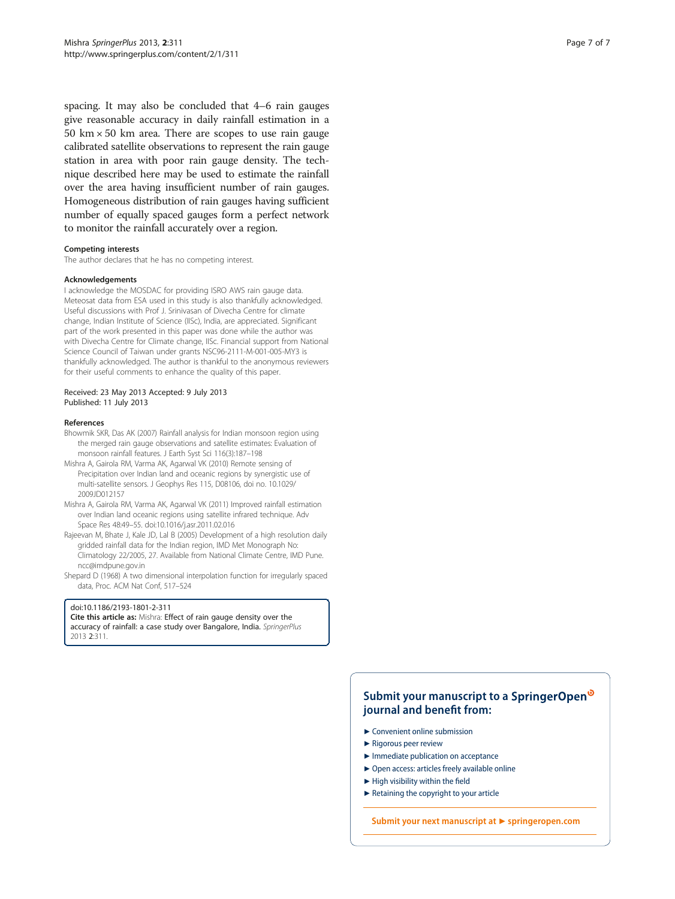spacing. It may also be concluded that 4–6 rain gauges give reasonable accuracy in daily rainfall estimation in a 50 km × 50 km area. There are scopes to use rain gauge calibrated satellite observations to represent the rain gauge station in area with poor rain gauge density. The technique described here may be used to estimate the rainfall over the area having insufficient number of rain gauges. Homogeneous distribution of rain gauges having sufficient number of equally spaced gauges form a perfect network to monitor the rainfall accurately over a region.

#### Competing interests

The author declares that he has no competing interest.

#### Acknowledgements

I acknowledge the MOSDAC for providing ISRO AWS rain gauge data. Meteosat data from ESA used in this study is also thankfully acknowledged. Useful discussions with Prof J. Srinivasan of Divecha Centre for climate change, Indian Institute of Science (IISc), India, are appreciated. Significant part of the work presented in this paper was done while the author was with Divecha Centre for Climate change, IISc. Financial support from National Science Council of Taiwan under grants NSC96-2111-M-001-005-MY3 is thankfully acknowledged. The author is thankful to the anonymous reviewers for their useful comments to enhance the quality of this paper.

Received: 23 May 2013 Accepted: 9 July 2013
Published: 11 July 2013

#### References

Bhowmik SKR, Das AK (2007) Rainfall analysis for Indian monsoon region using the merged rain gauge observations and satellite estimates: Evaluation of monsoon rainfall features. J Earth Syst Sci 116(3):187–198

Mishra A, Gairola RM, Varma AK, Agarwal VK (2010) Remote sensing of Precipitation over Indian land and oceanic regions by synergistic use of multi-satellite sensors. J Geophys Res 115, D08106, doi no. 10.1029/2009JD012157

Mishra A, Gairola RM, Varma AK, Agarwal VK (2011) Improved rainfall estimation over Indian land oceanic regions using satellite infrared technique. Adv Space Res 48:49–55. doi:10.1016/j.asr.2011.02.016

Rajeevan M, Bhate J, Kale JD, Lal B (2005) Development of a high resolution daily gridded rainfall data for the Indian region, IMD Met Monograph No: Climatology 22/2005, 27. Available from National Climate Centre, IMD Pune. ncc@imdpune.gov.in

Shepard D (1968) A two dimensional interpolation function for irregularly spaced data, Proc. ACM Nat Conf, 517–524

doi:10.1186/2193-1801-2-311
**Cite this article as:** Mishra: Effect of rain gauge density over the accuracy of rainfall: a case study over Bangalore, India. *SpringerPlus* 2013 **2**:311.

**Submit your manuscript to a SpringerOpen journal and benefit from:**

- ► Convenient online submission
- ► Rigorous peer review
- ► Immediate publication on acceptance
- ► Open access: articles freely available online
- ► High visibility within the field
- ► Retaining the copyright to your article

**Submit your next manuscript at ► springeropen.com**